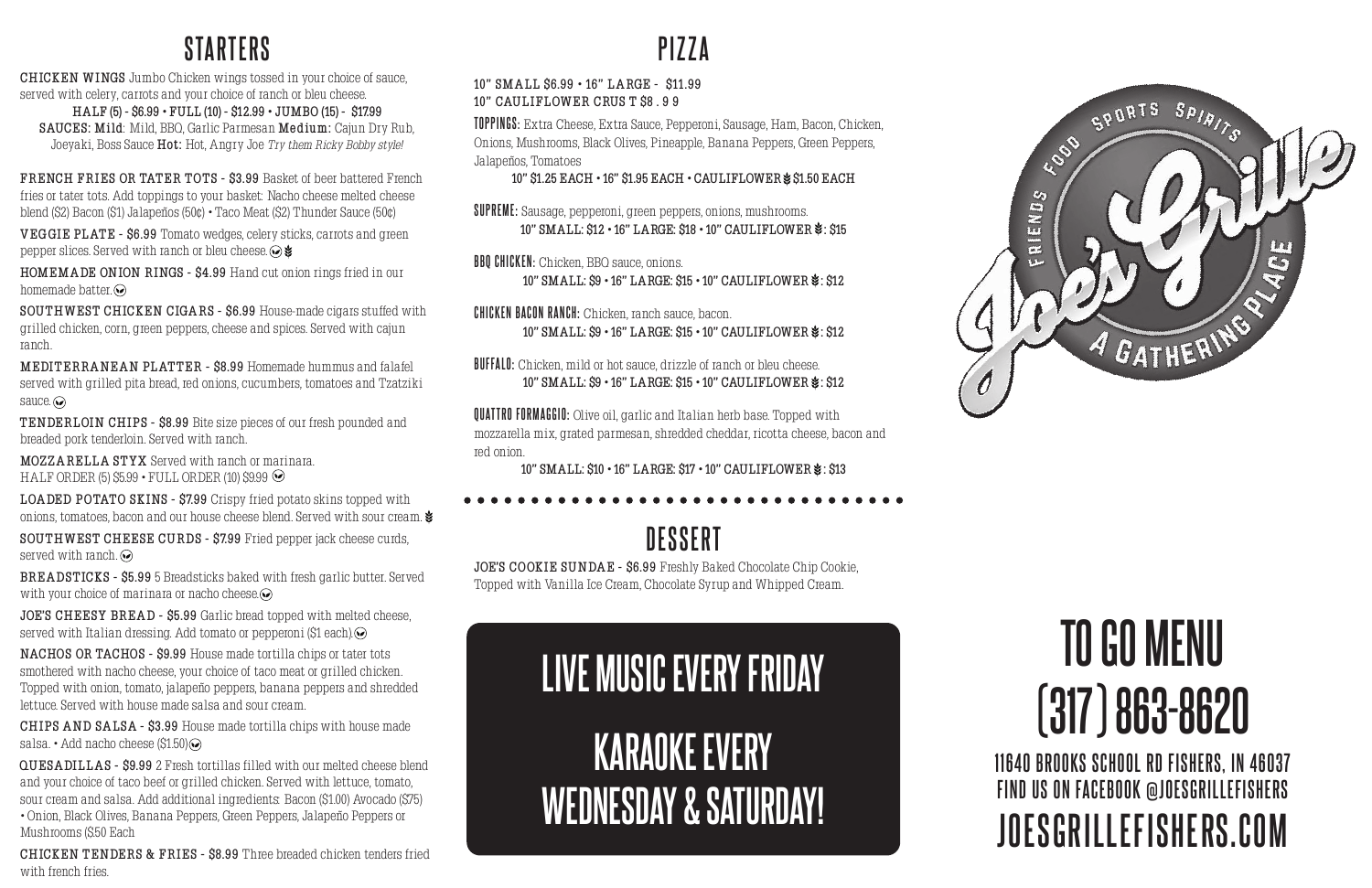## STARTERS

**CHICKEN WINGS** Jumbo Chicken wings tossed in your choice of sauce, served with celery, carrots and your choice of ranch or bleu cheese.
HALF (5) - $6.99 • FULL (10) - $12.99 • JUMBO (15) - $17.99
SAUCES: **Mild**: Mild, BBQ, Garlic Parmesan **Medium:** Cajun Dry Rub, Joeyaki, Boss Sauce **Hot:** Hot, Angry Joe *Try them Ricky Bobby style!*

**FRENCH FRIES OR TATER TOTS - $3.99** Basket of beer battered French fries or tater tots. Add toppings to your basket: Nacho cheese melted cheese blend ($2) Bacon ($1) Jalapeños (50¢) • Taco Meat ($2) Thunder Sauce (50¢)

**VEGGIE PLATE - $6.99** Tomato wedges, celery sticks, carrots and green pepper slices. Served with ranch or bleu cheese.

**HOMEMADE ONION RINGS - $4.99** Hand cut onion rings fried in our homemade batter.

**SOUTHWEST CHICKEN CIGARS - $6.99** House-made cigars stuffed with grilled chicken, corn, green peppers, cheese and spices. Served with cajun ranch.

**MEDITERRANEAN PLATTER - $8.99** Homemade hummus and falafel served with grilled pita bread, red onions, cucumbers, tomatoes and Tzatziki sauce.

**TENDERLOIN CHIPS - $8.99** Bite size pieces of our fresh pounded and breaded pork tenderloin. Served with ranch.

**MOZZARELLA STYX** Served with ranch or marinara.
HALF ORDER (5) $5.99 • FULL ORDER (10) $9.99

**LOADED POTATO SKINS - $7.99** Crispy fried potato skins topped with onions, tomatoes, bacon and our house cheese blend. Served with sour cream.

**SOUTHWEST CHEESE CURDS - $7.99** Fried pepper jack cheese curds, served with ranch.

**BREADSTICKS - $5.99** 5 Breadsticks baked with fresh garlic butter. Served with your choice of marinara or nacho cheese.

**JOE'S CHEESY BREAD - $5.99** Garlic bread topped with melted cheese, served with Italian dressing. Add tomato or pepperoni ($1 each).

**NACHOS OR TACHOS - $9.99** House made tortilla chips or tater tots smothered with nacho cheese, your choice of taco meat or grilled chicken. Topped with onion, tomato, jalapeño peppers, banana peppers and shredded lettuce. Served with house made salsa and sour cream.

**CHIPS AND SALSA - $3.99** House made tortilla chips with house made salsa. • Add nacho cheese ($1.50)

**QUESADILLAS - $9.99** 2 Fresh tortillas filled with our melted cheese blend and your choice of taco beef or grilled chicken. Served with lettuce, tomato, sour cream and salsa. Add additional ingredients: Bacon ($1.00) Avocado ($75) • Onion, Black Olives, Banana Peppers, Green Peppers, Jalapeño Peppers or Mushrooms ($.50 Each

**CHICKEN TENDERS & FRIES - $8.99** Three breaded chicken tenders fried with french fries.

## PIZZA

10" SMALL $6.99 • 16" LARGE - $11.99
10" CAULIFLOWER CRUST $8.99

**TOPPINGS:** Extra Cheese, Extra Sauce, Pepperoni, Sausage, Ham, Bacon, Chicken, Onions, Mushrooms, Black Olives, Pineapple, Banana Peppers, Green Peppers, Jalapeños, Tomatoes
10" $1.25 EACH • 16" $1.95 EACH • CAULIFLOWER $1.50 EACH

**SUPREME:** Sausage, pepperoni, green peppers, onions, mushrooms.
10" SMALL: $12 • 16" LARGE: $18 • 10" CAULIFLOWER: $15

**BBQ CHICKEN:** Chicken, BBQ sauce, onions.
10" SMALL: $9 • 16" LARGE: $15 • 10" CAULIFLOWER: $12

**CHICKEN BACON RANCH:** Chicken, ranch sauce, bacon.
10" SMALL: $9 • 16" LARGE: $15 • 10" CAULIFLOWER: $12

**BUFFALO:** Chicken, mild or hot sauce, drizzle of ranch or bleu cheese.
10" SMALL: $9 • 16" LARGE: $15 • 10" CAULIFLOWER: $12

**QUATTRO FORMAGGIO:** Olive oil, garlic and Italian herb base. Topped with mozzarella mix, grated parmesan, shredded cheddar, ricotta cheese, bacon and red onion.
10" SMALL: $10 • 16" LARGE: $17 • 10" CAULIFLOWER: $13

## DESSERT

**JOE'S COOKIE SUNDAE - $6.99** Freshly Baked Chocolate Chip Cookie, Topped with Vanilla Ice Cream, Chocolate Syrup and Whipped Cream.

**LIVE MUSIC EVERY FRIDAY**

**KARAOKE EVERY WEDNESDAY & SATURDAY!**

FRIENDS FOOD SPORTS SPIRITS
Joe's Grille
A GATHERING PLACE

# TO GO MENU
# (317) 863-8620

11640 BROOKS SCHOOL RD FISHERS, IN 46037
FIND US ON FACEBOOK @JOESGRILLEFISHERS
JOESGRILLEFISHERS.COM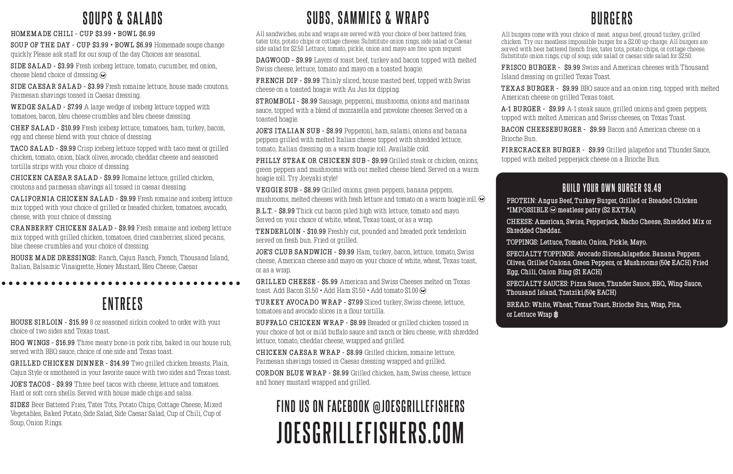## SOUPS & SALADS

**HOMEMADE CHILI - CUP $3.99 • BOWL $6.99**

**SOUP OF THE DAY - CUP $3.99 • BOWL $6.99** Homemade soups change quickly. Please ask staff for our soup of the day. Choices are seasonal.

**SIDE SALAD - $3.99** Fresh iceberg lettuce, tomato, cucumber, red onion, cheese blend choice of dressing.

**SIDE CAESAR SALAD - $3.99** Fresh romaine lettuce, house made croutons, Parmesan shavings tossed in Caesar dressing.

**WEDGE SALAD - $7.99** A large wedge of iceberg lettuce topped with tomatoes, bacon, bleu cheese crumbles and bleu cheese dressing.

**CHEF SALAD - $10.99** Fresh iceberg lettuce, tomatoes, ham, turkey, bacon, egg and cheese blend with your choice of dressing.

**TACO SALAD - $9.99** Crisp iceberg lettuce topped with taco meat or grilled chicken, tomato, onion, black olives, avocado, cheddar cheese and seasoned tortilla strips with your choice of dressing.

**CHICKEN CAESAR SALAD - $9.99** Romaine lettuce, grilled chicken, croutons and parmesan shavings all tossed in caesar dressing.

**CALIFORNIA CHICKEN SALAD - $9.99** Fresh romaine and iceberg lettuce mix topped with your choice of grilled or breaded chicken, tomatoes, avocado, cheese, with your choice of dressing.

**CRANBERRY CHICKEN SALAD - $9.99** Fresh romaine and iceberg lettuce mix topped with grilled chicken, tomatoes, dried cranberries, sliced pecans, blue cheese crumbles and your choice of dressing.

**HOUSE MADE DRESSINGS:** Ranch, Cajun Ranch, French, Thousand Island, Italian, Balsamic Vinaigrette, Honey Mustard, Bleu Cheese, Caesar

## ENTREES

**HOUSE SIRLOIN - $15.99** 8 oz seasoned sirloin cooked to order with your choice of two sides and Texas toast.

**HOG WINGS - $16.99** Three meaty bone-in pork ribs, baked in our house rub, served with BBQ sauce, choice of one side and Texas toast.

**GRILLED CHICKEN DINNER - $14.99** Two grilled chicken breasts. Plain, Cajun Style or smothered in your favorite sauce with two sides and Texas toast.

**JOE'S TACOS - $9.99** Three beef tacos with cheese, lettuce and tomatoes. Hard or soft corn shells. Served with house made chips and salsa.

**SIDES** Beer Battered Fries, Tater Tots, Potato Chips, Cottage Cheese, Mixed Vegetables, Baked Potato, Side Salad, Side Caesar Salad, Cup of Chili, Cup of Soup, Onion Rings.

## SUBS, SAMMIES & WRAPS

All sandwiches, subs and wraps are served with your choice of beer battered fries, tater tots, potato chips or cottage cheese. Substitute onion rings, side salad or Caesar side salad for $2.50. Lettuce, tomato, pickle, onion and mayo are free upon request

**DAGWOOD - $9.99** Layers of roast beef, turkey and bacon topped with melted Swiss cheese, lettuce, tomato and mayo on a toasted hoagie.

**FRENCH DIP - $9.99** Thinly sliced, house roasted beef, topped with Swiss cheese on a toasted hoagie with Au Jus for dipping.

**STROMBOLI - $8.99** Sausage, pepperoni, mushrooms, onions and marinara sauce, topped with a blend of mozzarella and provolone cheeses. Served on a toasted hoagie.

**JOE'S ITALIAN SUB - $8.99** Pepperoni, ham, salami, onions and banana peppers grilled with melted Italian cheese topped with shredded lettuce, tomato, Italian dressing on a warm hoagie roll. Available cold.

**PHILLY STEAK OR CHICKEN SUB - $9.99** Grilled steak or chicken, onions, green peppers and mushrooms with our melted cheese blend. Served on a warm hoagie roll. Try Joeyaki style!

**VEGGIE SUB - $8.99** Grilled onions, green peppers, banana peppers, mushrooms, melted cheeses with fresh lettuce and tomato on a warm hoagie roll.

**B.L.T. - $8.99** Thick cut bacon piled high with lettuce, tomato and mayo. Served on your choice of white, wheat, Texas toast, or as a wrap.

**TENDERLOIN - $10.99** Freshly cut, pounded and breaded pork tenderloin served on fresh bun. Fried or grilled.

**JOE'S CLUB SANDWICH - $9.99** Ham, turkey, bacon, lettuce, tomato, Swiss cheese, American cheese and mayo on your choice of white, wheat, Texas toast, or as a wrap.

**GRILLED CHEESE - $5.99** American and Swiss Cheeses melted on Texas toast. Add Bacon $1.50 • Add Ham $1.50 • Add tomato $1.00

**TURKEY AVOCADO WRAP - $7.99** Sliced turkey, Swiss cheese, lettuce, tomatoes and avocado slices in a flour tortilla.

**BUFFALO CHICKEN WRAP - $8.99** Breaded or grilled chicken tossed in your choice of hot or mild buffalo sauce and ranch or bleu cheese, with shredded lettuce, tomato, cheddar cheese, wrapped and grilled.

**CHICKEN CAESAR WRAP - $8.99** Grilled chicken, romaine lettuce, Parmesan shavings tossed in Caesar dressing wrapped and grilled.

**CORDON BLUE WRAP - $8.99** Grilled chicken, ham, Swiss cheese, lettuce and honey mustard wrapped and grilled.

## BURGERS

All burgers come with your choice of meat: angus beef, ground turkey, grilled chicken. Try our meatless impossible burger for a $2.00 up charge. All burgers are served with beer battered french fries, tater tots, potato chips, or cottage cheese. Substitute onion rings, cup of soup, side salad or caesar side salad for $2.50.

**FRISCO BURGER - $9.99** Swiss and American cheeses with Thousand Island dressing on grilled Texas Toast.

**TEXAS BURGER - $9.99** BBQ sauce and an onion ring, topped with melted American cheese on grilled Texas toast.

**A-1 BURGER - $9.99** A-1 steak sauce, grilled onions and green peppers, topped with melted American and Swiss cheeses, on Texas Toast.

**BACON CHEESEBURGER - $9.99** Bacon and American cheese on a Brioche Bun.

**FIRECRACKER BURGER - $9.99** Grilled jalapeños and Thunder Sauce, topped with melted pepperjack cheese on a Brioche Bun.

### BUILD YOUR OWN BURGER $9.49

PROTEIN: Angus Beef, Turkey Burger, Grilled or Breaded Chicken *IMPOSSIBLE meatless patty ($2 EXTRA)

CHEESE: American, Swiss, Pepperjack, Nacho Cheese, Shredded Mix or Shredded Cheddar.

TOPPINGS: Lettuce, Tomato, Onion, Pickle, Mayo.

SPECIALTY TOPPINGS: Avocado Slices,Jalapeños. Banana Peppers. Olives, Grilled Onions, Green Peppers, or Mushrooms (50¢ EACH) Fried Egg, Chili, Onion Ring ($1 EACH)

SPECIALTY SAUCES: Pizza Sauce, Thunder Sauce, BBQ, Wing Sauce, Thousand Island, Tzatziki.(50¢ EACH)

BREAD: White, Wheat, Texas Toast, Brioche Bun, Wrap, Pita, or Lettuce Wrap

## FIND US ON FACEBOOK @JOESGRILLEFISHERS

# JOESGRILLEFISHERS.COM